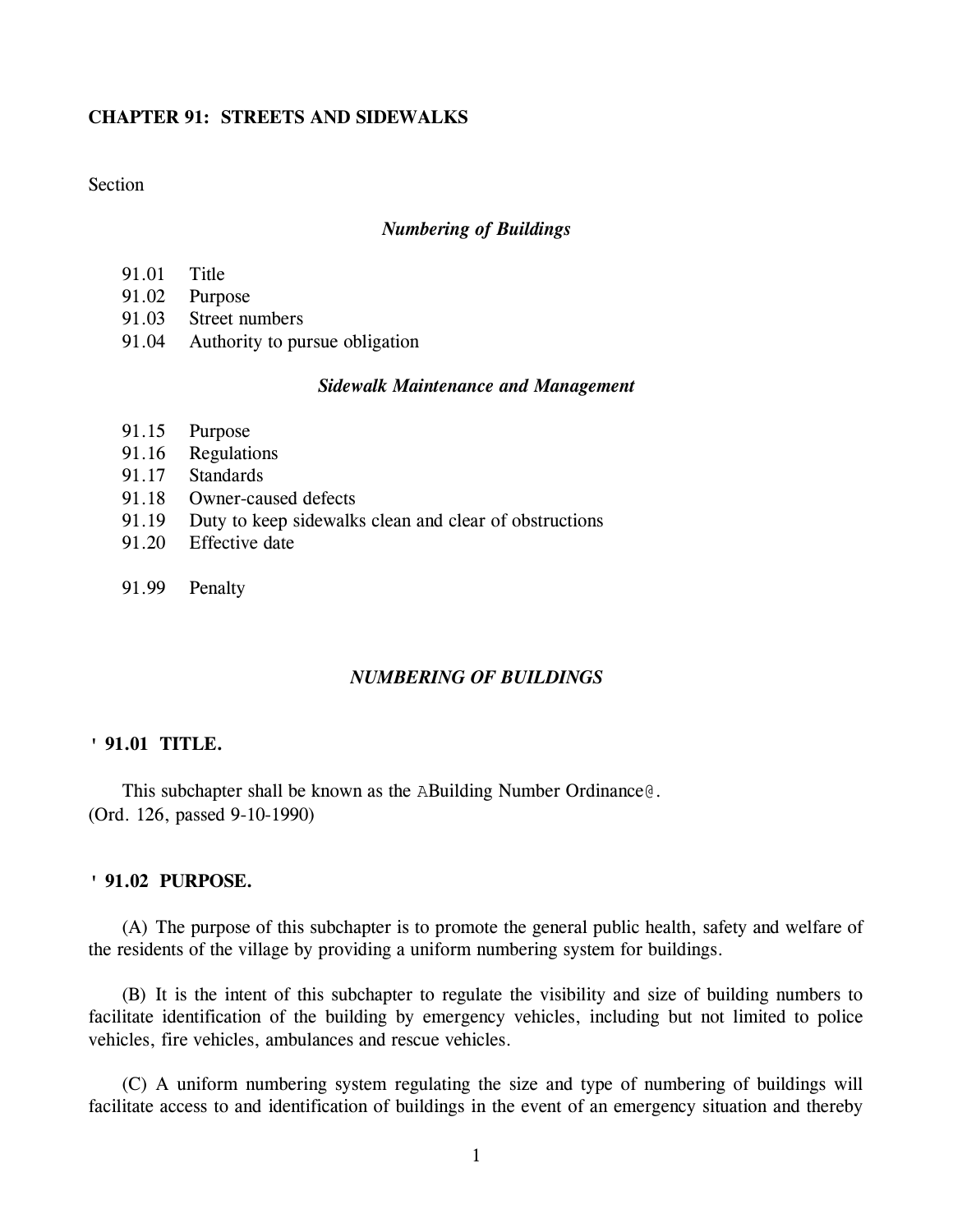# CHAPTER 91: STREETS AND SIDEWALKS

Section

*Numbering of Buildings*

- 91.01 Title
- 91.02 Purpose
- 91.03 Street numbers
- 91.04 Authority to pursue obligation

*Sidewalk Maintenance and Management*

- 91.15 Purpose
- 91.16 Regulations
- 91.17 Standards
- 91.18 Owner-caused defects
- 91.19 Duty to keep sidewalks clean and clear of obstructions
- 91.20 Effective date

- 91.99 Penalty

## *NUMBERING OF BUILDINGS*

### ' 91.01 TITLE.

This subchapter shall be known as the ABuilding Number Ordinance@.
(Ord. 126, passed 9-10-1990)

### ' 91.02 PURPOSE.

(A) The purpose of this subchapter is to promote the general public health, safety and welfare of the residents of the village by providing a uniform numbering system for buildings.

(B) It is the intent of this subchapter to regulate the visibility and size of building numbers to facilitate identification of the building by emergency vehicles, including but not limited to police vehicles, fire vehicles, ambulances and rescue vehicles.

(C) A uniform numbering system regulating the size and type of numbering of buildings will facilitate access to and identification of buildings in the event of an emergency situation and thereby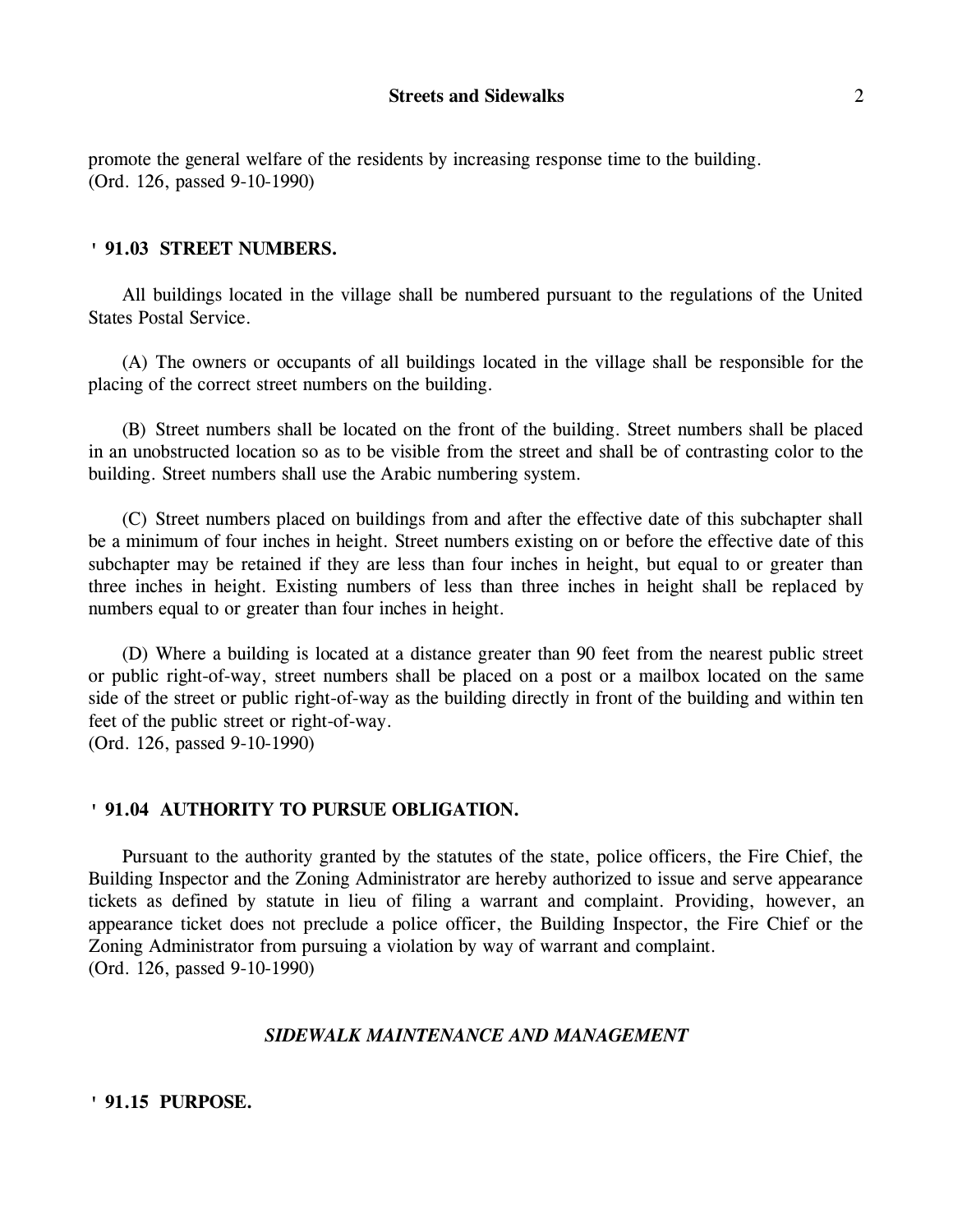promote the general welfare of the residents by increasing response time to the building.
(Ord. 126, passed 9-10-1990)

### ' 91.03 STREET NUMBERS.

All buildings located in the village shall be numbered pursuant to the regulations of the United States Postal Service.

(A) The owners or occupants of all buildings located in the village shall be responsible for the placing of the correct street numbers on the building.

(B) Street numbers shall be located on the front of the building. Street numbers shall be placed in an unobstructed location so as to be visible from the street and shall be of contrasting color to the building. Street numbers shall use the Arabic numbering system.

(C) Street numbers placed on buildings from and after the effective date of this subchapter shall be a minimum of four inches in height. Street numbers existing on or before the effective date of this subchapter may be retained if they are less than four inches in height, but equal to or greater than three inches in height. Existing numbers of less than three inches in height shall be replaced by numbers equal to or greater than four inches in height.

(D) Where a building is located at a distance greater than 90 feet from the nearest public street or public right-of-way, street numbers shall be placed on a post or a mailbox located on the same side of the street or public right-of-way as the building directly in front of the building and within ten feet of the public street or right-of-way.
(Ord. 126, passed 9-10-1990)

### ' 91.04 AUTHORITY TO PURSUE OBLIGATION.

Pursuant to the authority granted by the statutes of the state, police officers, the Fire Chief, the Building Inspector and the Zoning Administrator are hereby authorized to issue and serve appearance tickets as defined by statute in lieu of filing a warrant and complaint. Providing, however, an appearance ticket does not preclude a police officer, the Building Inspector, the Fire Chief or the Zoning Administrator from pursuing a violation by way of warrant and complaint.
(Ord. 126, passed 9-10-1990)

## *SIDEWALK MAINTENANCE AND MANAGEMENT*

### ' 91.15 PURPOSE.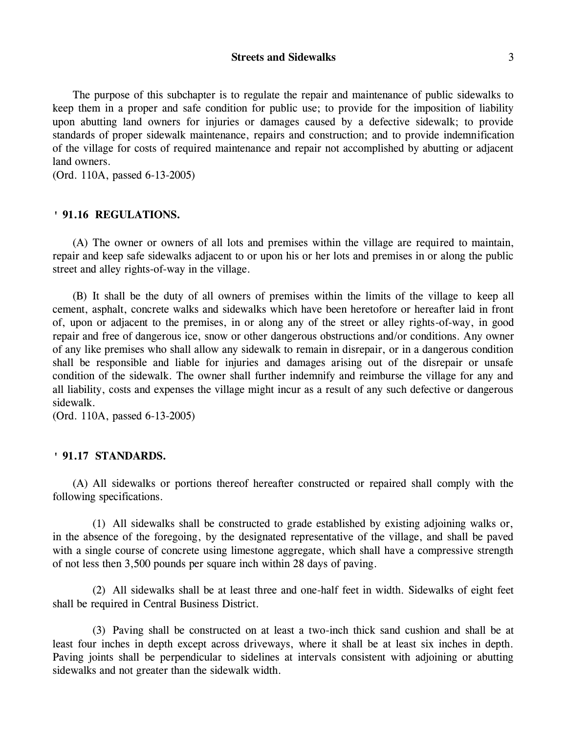The purpose of this subchapter is to regulate the repair and maintenance of public sidewalks to keep them in a proper and safe condition for public use; to provide for the imposition of liability upon abutting land owners for injuries or damages caused by a defective sidewalk; to provide standards of proper sidewalk maintenance, repairs and construction; and to provide indemnification of the village for costs of required maintenance and repair not accomplished by abutting or adjacent land owners.
(Ord. 110A, passed 6-13-2005)

### ' 91.16 REGULATIONS.

(A) The owner or owners of all lots and premises within the village are required to maintain, repair and keep safe sidewalks adjacent to or upon his or her lots and premises in or along the public street and alley rights-of-way in the village.

(B) It shall be the duty of all owners of premises within the limits of the village to keep all cement, asphalt, concrete walks and sidewalks which have been heretofore or hereafter laid in front of, upon or adjacent to the premises, in or along any of the street or alley rights-of-way, in good repair and free of dangerous ice, snow or other dangerous obstructions and/or conditions. Any owner of any like premises who shall allow any sidewalk to remain in disrepair, or in a dangerous condition shall be responsible and liable for injuries and damages arising out of the disrepair or unsafe condition of the sidewalk. The owner shall further indemnify and reimburse the village for any and all liability, costs and expenses the village might incur as a result of any such defective or dangerous sidewalk.
(Ord. 110A, passed 6-13-2005)

### ' 91.17 STANDARDS.

(A) All sidewalks or portions thereof hereafter constructed or repaired shall comply with the following specifications.

(1) All sidewalks shall be constructed to grade established by existing adjoining walks or, in the absence of the foregoing, by the designated representative of the village, and shall be paved with a single course of concrete using limestone aggregate, which shall have a compressive strength of not less then 3,500 pounds per square inch within 28 days of paving.

(2) All sidewalks shall be at least three and one-half feet in width. Sidewalks of eight feet shall be required in Central Business District.

(3) Paving shall be constructed on at least a two-inch thick sand cushion and shall be at least four inches in depth except across driveways, where it shall be at least six inches in depth. Paving joints shall be perpendicular to sidelines at intervals consistent with adjoining or abutting sidewalks and not greater than the sidewalk width.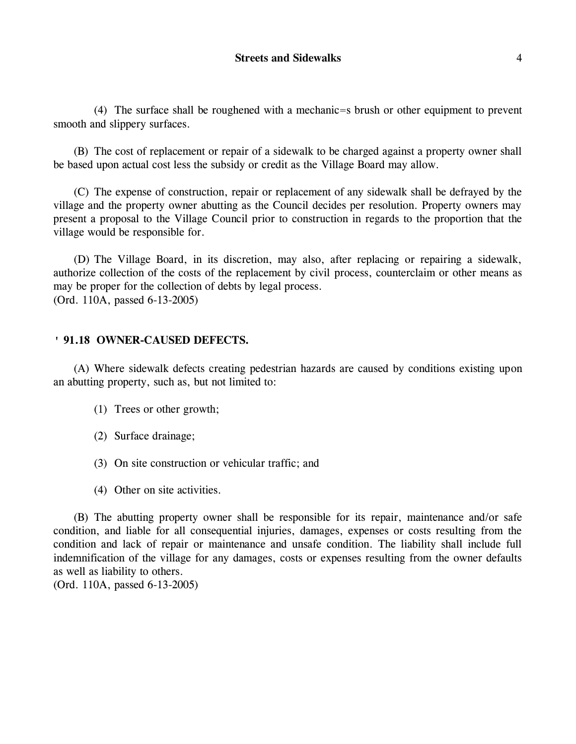(4) The surface shall be roughened with a mechanic=s brush or other equipment to prevent smooth and slippery surfaces.

(B) The cost of replacement or repair of a sidewalk to be charged against a property owner shall be based upon actual cost less the subsidy or credit as the Village Board may allow.

(C) The expense of construction, repair or replacement of any sidewalk shall be defrayed by the village and the property owner abutting as the Council decides per resolution. Property owners may present a proposal to the Village Council prior to construction in regards to the proportion that the village would be responsible for.

(D) The Village Board, in its discretion, may also, after replacing or repairing a sidewalk, authorize collection of the costs of the replacement by civil process, counterclaim or other means as may be proper for the collection of debts by legal process.
(Ord. 110A, passed 6-13-2005)

## ' 91.18 OWNER-CAUSED DEFECTS.

(A) Where sidewalk defects creating pedestrian hazards are caused by conditions existing upon an abutting property, such as, but not limited to:

(1) Trees or other growth;

(2) Surface drainage;

(3) On site construction or vehicular traffic; and

(4) Other on site activities.

(B) The abutting property owner shall be responsible for its repair, maintenance and/or safe condition, and liable for all consequential injuries, damages, expenses or costs resulting from the condition and lack of repair or maintenance and unsafe condition. The liability shall include full indemnification of the village for any damages, costs or expenses resulting from the owner defaults as well as liability to others.
(Ord. 110A, passed 6-13-2005)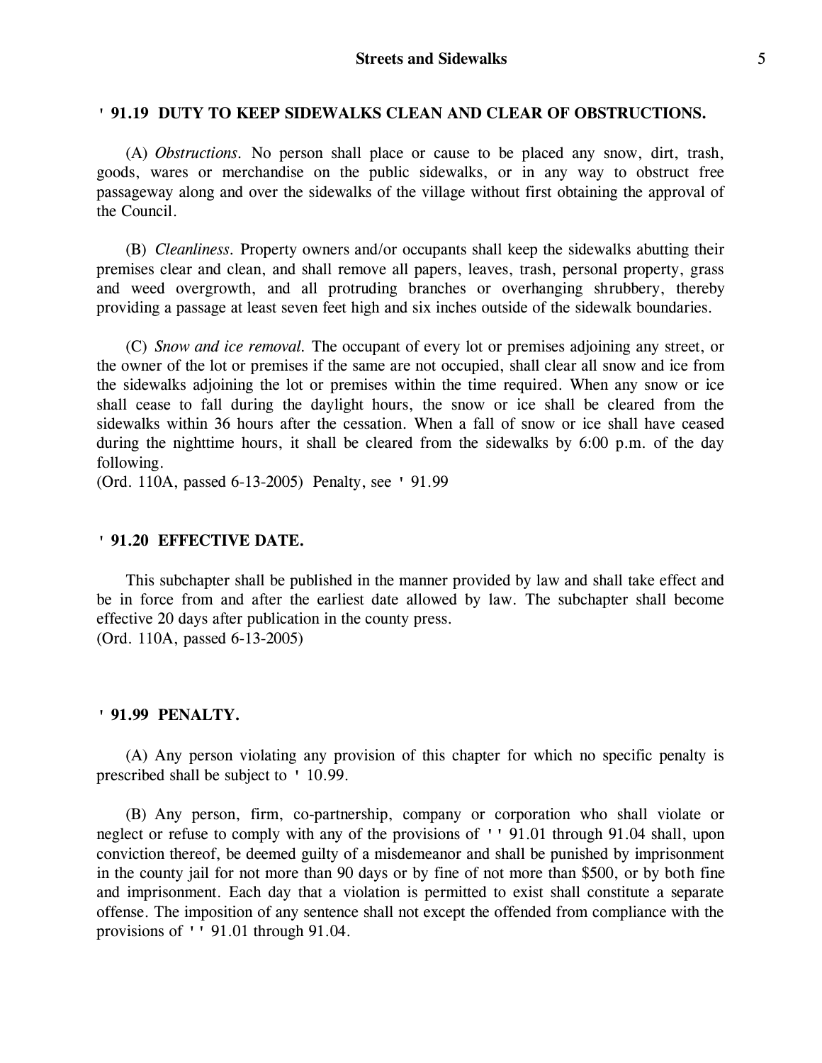### ' 91.19 DUTY TO KEEP SIDEWALKS CLEAN AND CLEAR OF OBSTRUCTIONS.

(A) *Obstructions.* No person shall place or cause to be placed any snow, dirt, trash, goods, wares or merchandise on the public sidewalks, or in any way to obstruct free passageway along and over the sidewalks of the village without first obtaining the approval of the Council.

(B) *Cleanliness.* Property owners and/or occupants shall keep the sidewalks abutting their premises clear and clean, and shall remove all papers, leaves, trash, personal property, grass and weed overgrowth, and all protruding branches or overhanging shrubbery, thereby providing a passage at least seven feet high and six inches outside of the sidewalk boundaries.

(C) *Snow and ice removal.* The occupant of every lot or premises adjoining any street, or the owner of the lot or premises if the same are not occupied, shall clear all snow and ice from the sidewalks adjoining the lot or premises within the time required. When any snow or ice shall cease to fall during the daylight hours, the snow or ice shall be cleared from the sidewalks within 36 hours after the cessation. When a fall of snow or ice shall have ceased during the nighttime hours, it shall be cleared from the sidewalks by 6:00 p.m. of the day following.
(Ord. 110A, passed 6-13-2005) Penalty, see ' 91.99

### ' 91.20 EFFECTIVE DATE.

This subchapter shall be published in the manner provided by law and shall take effect and be in force from and after the earliest date allowed by law. The subchapter shall become effective 20 days after publication in the county press.
(Ord. 110A, passed 6-13-2005)

### ' 91.99 PENALTY.

(A) Any person violating any provision of this chapter for which no specific penalty is prescribed shall be subject to ' 10.99.

(B) Any person, firm, co-partnership, company or corporation who shall violate or neglect or refuse to comply with any of the provisions of '' 91.01 through 91.04 shall, upon conviction thereof, be deemed guilty of a misdemeanor and shall be punished by imprisonment in the county jail for not more than 90 days or by fine of not more than $500, or by both fine and imprisonment. Each day that a violation is permitted to exist shall constitute a separate offense. The imposition of any sentence shall not except the offended from compliance with the provisions of '' 91.01 through 91.04.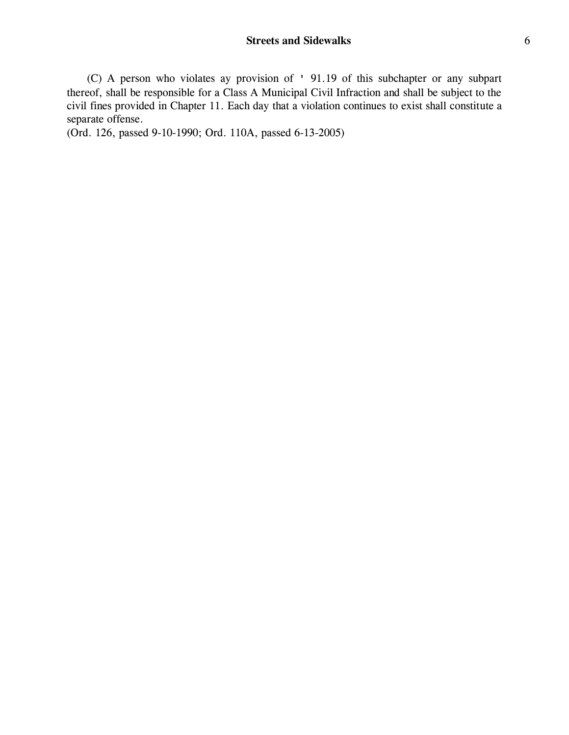(C) A person who violates ay provision of ' 91.19 of this subchapter or any subpart thereof, shall be responsible for a Class A Municipal Civil Infraction and shall be subject to the civil fines provided in Chapter 11. Each day that a violation continues to exist shall constitute a separate offense.
(Ord. 126, passed 9-10-1990; Ord. 110A, passed 6-13-2005)